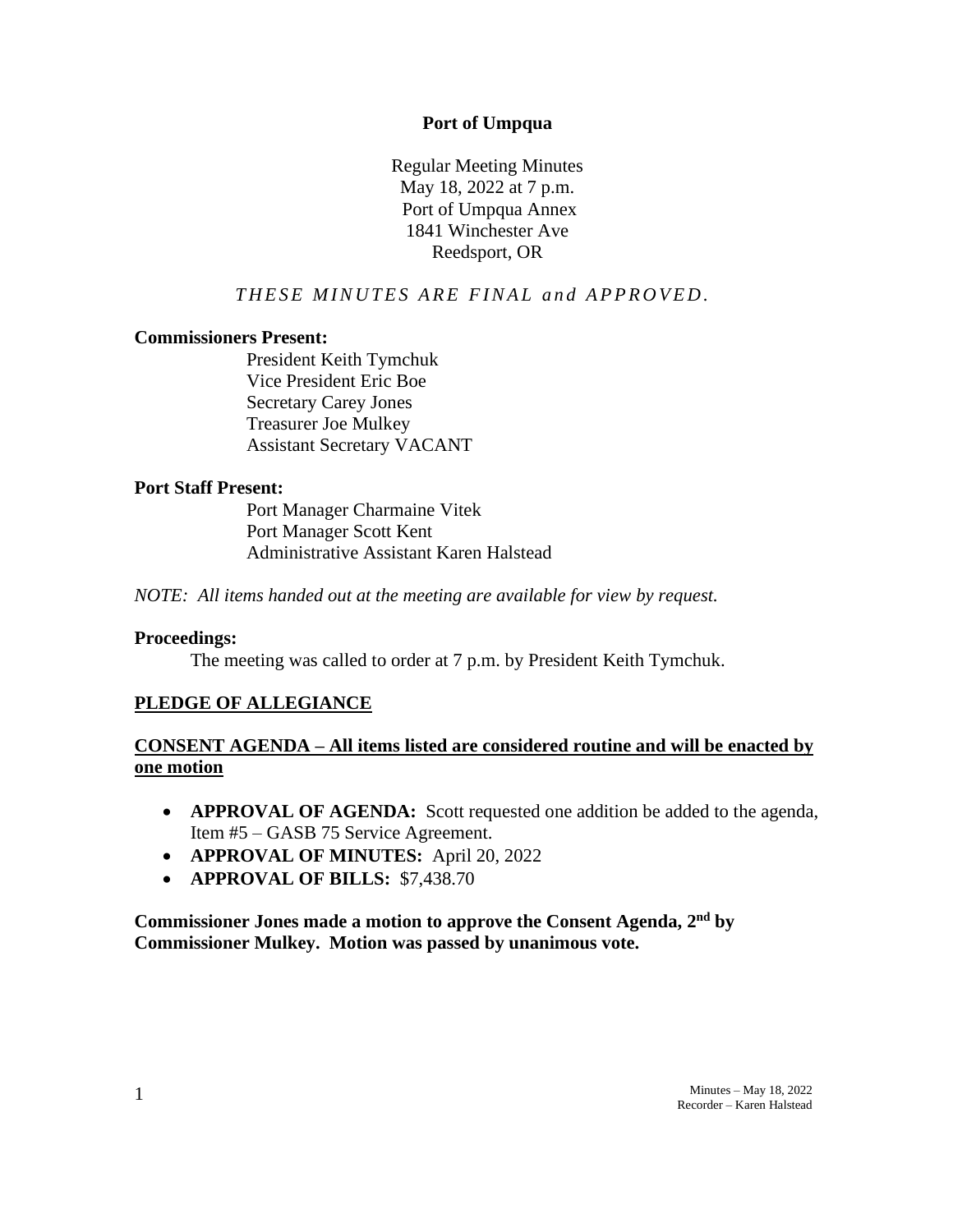# Port of Umpqua

Regular Meeting Minutes
May 18, 2022 at 7 p.m.
Port of Umpqua Annex
1841 Winchester Ave
Reedsport, OR

*THESE MINUTES ARE FINAL and APPROVED.*

**Commissioners Present:**

President Keith Tymchuk
Vice President Eric Boe
Secretary Carey Jones
Treasurer Joe Mulkey
Assistant Secretary VACANT

**Port Staff Present:**

Port Manager Charmaine Vitek
Port Manager Scott Kent
Administrative Assistant Karen Halstead

*NOTE: All items handed out at the meeting are available for view by request.*

**Proceedings:**

The meeting was called to order at 7 p.m. by President Keith Tymchuk.

## PLEDGE OF ALLEGIANCE

## CONSENT AGENDA – All items listed are considered routine and will be enacted by one motion

- **APPROVAL OF AGENDA:** Scott requested one addition be added to the agenda, Item #5 – GASB 75 Service Agreement.
- **APPROVAL OF MINUTES:** April 20, 2022
- **APPROVAL OF BILLS:** $7,438.70

**Commissioner Jones made a motion to approve the Consent Agenda, 2nd by Commissioner Mulkey. Motion was passed by unanimous vote.**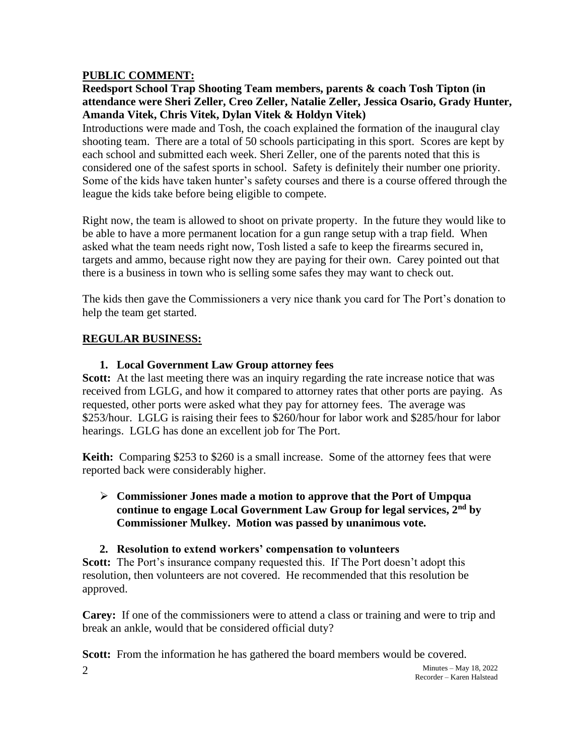## PUBLIC COMMENT:

**Reedsport School Trap Shooting Team members, parents & coach Tosh Tipton (in attendance were Sheri Zeller, Creo Zeller, Natalie Zeller, Jessica Osario, Grady Hunter, Amanda Vitek, Chris Vitek, Dylan Vitek & Holdyn Vitek)**

Introductions were made and Tosh, the coach explained the formation of the inaugural clay shooting team. There are a total of 50 schools participating in this sport. Scores are kept by each school and submitted each week. Sheri Zeller, one of the parents noted that this is considered one of the safest sports in school. Safety is definitely their number one priority. Some of the kids have taken hunter's safety courses and there is a course offered through the league the kids take before being eligible to compete.

Right now, the team is allowed to shoot on private property. In the future they would like to be able to have a more permanent location for a gun range setup with a trap field. When asked what the team needs right now, Tosh listed a safe to keep the firearms secured in, targets and ammo, because right now they are paying for their own. Carey pointed out that there is a business in town who is selling some safes they may want to check out.

The kids then gave the Commissioners a very nice thank you card for The Port's donation to help the team get started.

## REGULAR BUSINESS:

### 1. Local Government Law Group attorney fees

**Scott:** At the last meeting there was an inquiry regarding the rate increase notice that was received from LGLG, and how it compared to attorney rates that other ports are paying. As requested, other ports were asked what they pay for attorney fees. The average was \$253/hour. LGLG is raising their fees to \$260/hour for labor work and \$285/hour for labor hearings. LGLG has done an excellent job for The Port.

**Keith:** Comparing \$253 to \$260 is a small increase. Some of the attorney fees that were reported back were considerably higher.

- **Commissioner Jones made a motion to approve that the Port of Umpqua continue to engage Local Government Law Group for legal services, 2nd by Commissioner Mulkey. Motion was passed by unanimous vote.**

### 2. Resolution to extend workers' compensation to volunteers

**Scott:** The Port's insurance company requested this. If The Port doesn't adopt this resolution, then volunteers are not covered. He recommended that this resolution be approved.

**Carey:** If one of the commissioners were to attend a class or training and were to trip and break an ankle, would that be considered official duty?

**Scott:** From the information he has gathered the board members would be covered.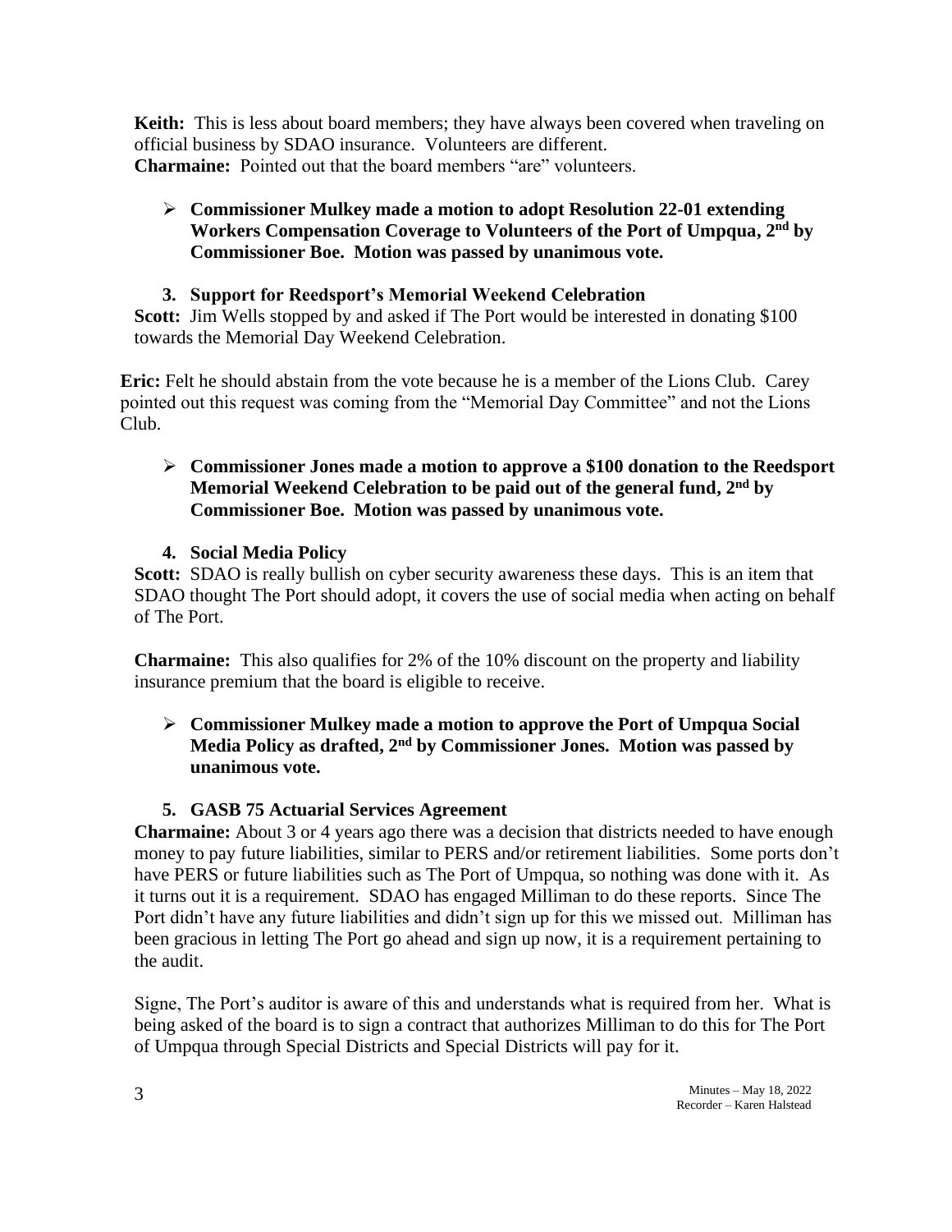**Keith:** This is less about board members; they have always been covered when traveling on official business by SDAO insurance. Volunteers are different.
**Charmaine:** Pointed out that the board members "are" volunteers.

- **Commissioner Mulkey made a motion to adopt Resolution 22-01 extending Workers Compensation Coverage to Volunteers of the Port of Umpqua, 2nd by Commissioner Boe. Motion was passed by unanimous vote.**

### 3. Support for Reedsport's Memorial Weekend Celebration

**Scott:** Jim Wells stopped by and asked if The Port would be interested in donating $100 towards the Memorial Day Weekend Celebration.

**Eric:** Felt he should abstain from the vote because he is a member of the Lions Club. Carey pointed out this request was coming from the "Memorial Day Committee" and not the Lions Club.

- **Commissioner Jones made a motion to approve a $100 donation to the Reedsport Memorial Weekend Celebration to be paid out of the general fund, 2nd by Commissioner Boe. Motion was passed by unanimous vote.**

### 4. Social Media Policy

**Scott:** SDAO is really bullish on cyber security awareness these days. This is an item that SDAO thought The Port should adopt, it covers the use of social media when acting on behalf of The Port.

**Charmaine:** This also qualifies for 2% of the 10% discount on the property and liability insurance premium that the board is eligible to receive.

- **Commissioner Mulkey made a motion to approve the Port of Umpqua Social Media Policy as drafted, 2nd by Commissioner Jones. Motion was passed by unanimous vote.**

### 5. GASB 75 Actuarial Services Agreement

**Charmaine:** About 3 or 4 years ago there was a decision that districts needed to have enough money to pay future liabilities, similar to PERS and/or retirement liabilities. Some ports don't have PERS or future liabilities such as The Port of Umpqua, so nothing was done with it. As it turns out it is a requirement. SDAO has engaged Milliman to do these reports. Since The Port didn't have any future liabilities and didn't sign up for this we missed out. Milliman has been gracious in letting The Port go ahead and sign up now, it is a requirement pertaining to the audit.

Signe, The Port's auditor is aware of this and understands what is required from her. What is being asked of the board is to sign a contract that authorizes Milliman to do this for The Port of Umpqua through Special Districts and Special Districts will pay for it.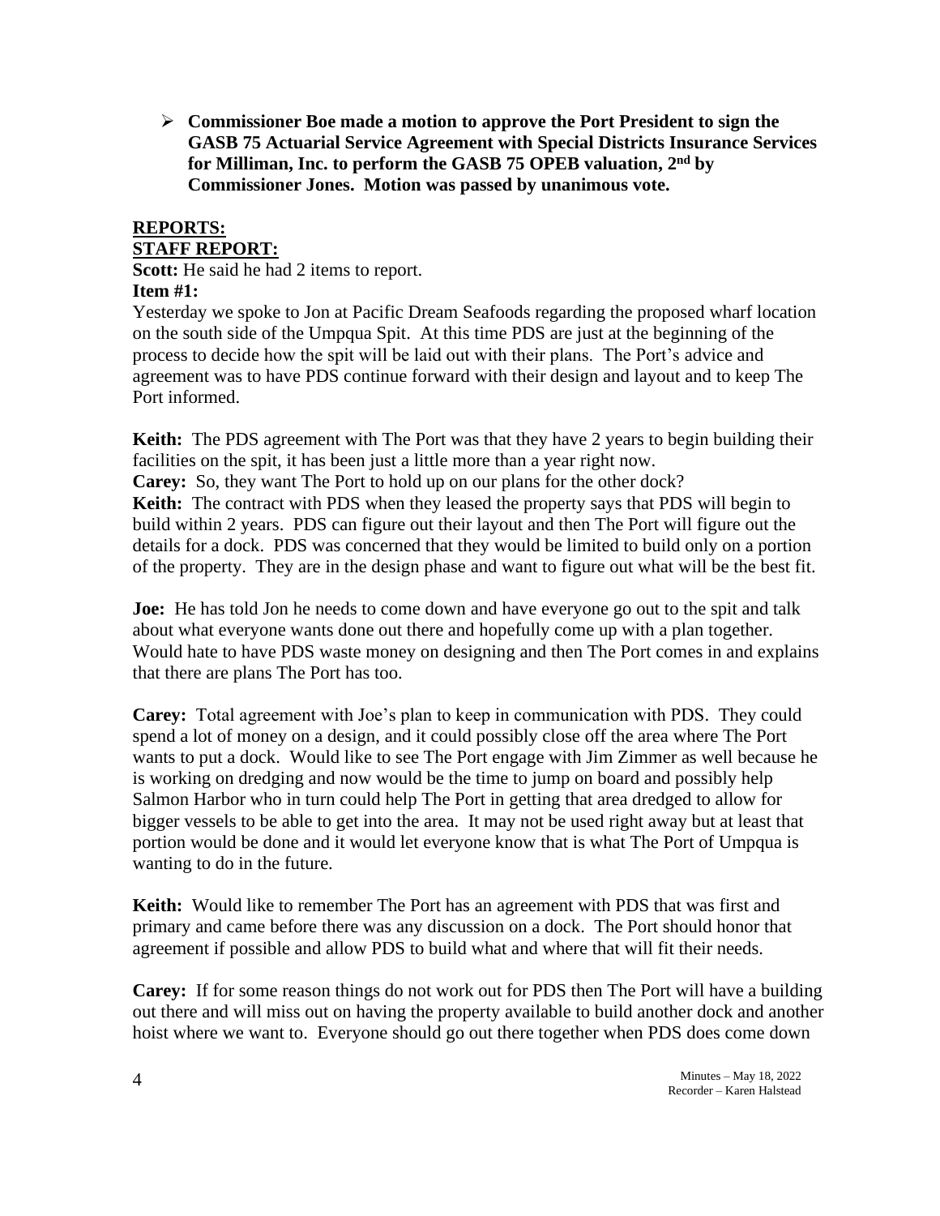- **Commissioner Boe made a motion to approve the Port President to sign the GASB 75 Actuarial Service Agreement with Special Districts Insurance Services for Milliman, Inc. to perform the GASB 75 OPEB valuation, 2nd by Commissioner Jones. Motion was passed by unanimous vote.**

## REPORTS:

### STAFF REPORT:

**Scott:** He said he had 2 items to report.

**Item #1:**

Yesterday we spoke to Jon at Pacific Dream Seafoods regarding the proposed wharf location on the south side of the Umpqua Spit. At this time PDS are just at the beginning of the process to decide how the spit will be laid out with their plans. The Port's advice and agreement was to have PDS continue forward with their design and layout and to keep The Port informed.

**Keith:** The PDS agreement with The Port was that they have 2 years to begin building their facilities on the spit, it has been just a little more than a year right now.

**Carey:** So, they want The Port to hold up on our plans for the other dock?

**Keith:** The contract with PDS when they leased the property says that PDS will begin to build within 2 years. PDS can figure out their layout and then The Port will figure out the details for a dock. PDS was concerned that they would be limited to build only on a portion of the property. They are in the design phase and want to figure out what will be the best fit.

**Joe:** He has told Jon he needs to come down and have everyone go out to the spit and talk about what everyone wants done out there and hopefully come up with a plan together. Would hate to have PDS waste money on designing and then The Port comes in and explains that there are plans The Port has too.

**Carey:** Total agreement with Joe's plan to keep in communication with PDS. They could spend a lot of money on a design, and it could possibly close off the area where The Port wants to put a dock. Would like to see The Port engage with Jim Zimmer as well because he is working on dredging and now would be the time to jump on board and possibly help Salmon Harbor who in turn could help The Port in getting that area dredged to allow for bigger vessels to be able to get into the area. It may not be used right away but at least that portion would be done and it would let everyone know that is what The Port of Umpqua is wanting to do in the future.

**Keith:** Would like to remember The Port has an agreement with PDS that was first and primary and came before there was any discussion on a dock. The Port should honor that agreement if possible and allow PDS to build what and where that will fit their needs.

**Carey:** If for some reason things do not work out for PDS then The Port will have a building out there and will miss out on having the property available to build another dock and another hoist where we want to. Everyone should go out there together when PDS does come down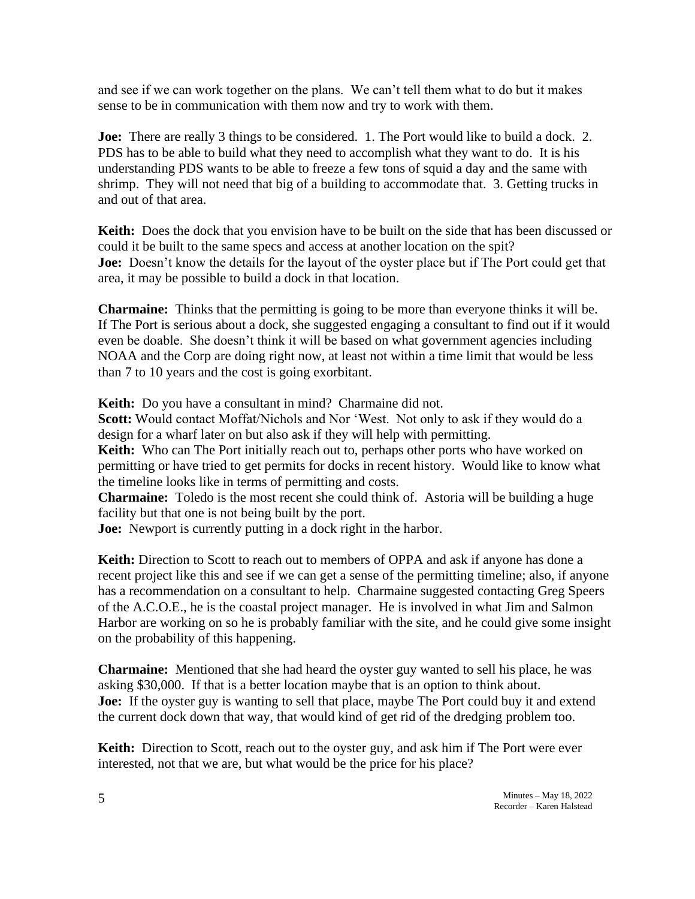and see if we can work together on the plans. We can't tell them what to do but it makes sense to be in communication with them now and try to work with them.

**Joe:** There are really 3 things to be considered. 1. The Port would like to build a dock. 2. PDS has to be able to build what they need to accomplish what they want to do. It is his understanding PDS wants to be able to freeze a few tons of squid a day and the same with shrimp. They will not need that big of a building to accommodate that. 3. Getting trucks in and out of that area.

**Keith:** Does the dock that you envision have to be built on the side that has been discussed or could it be built to the same specs and access at another location on the spit?
**Joe:** Doesn't know the details for the layout of the oyster place but if The Port could get that area, it may be possible to build a dock in that location.

**Charmaine:** Thinks that the permitting is going to be more than everyone thinks it will be. If The Port is serious about a dock, she suggested engaging a consultant to find out if it would even be doable. She doesn't think it will be based on what government agencies including NOAA and the Corp are doing right now, at least not within a time limit that would be less than 7 to 10 years and the cost is going exorbitant.

**Keith:** Do you have a consultant in mind? Charmaine did not.
**Scott:** Would contact Moffat/Nichols and Nor 'West. Not only to ask if they would do a design for a wharf later on but also ask if they will help with permitting.
**Keith:** Who can The Port initially reach out to, perhaps other ports who have worked on permitting or have tried to get permits for docks in recent history. Would like to know what the timeline looks like in terms of permitting and costs.
**Charmaine:** Toledo is the most recent she could think of. Astoria will be building a huge facility but that one is not being built by the port.
**Joe:** Newport is currently putting in a dock right in the harbor.

**Keith:** Direction to Scott to reach out to members of OPPA and ask if anyone has done a recent project like this and see if we can get a sense of the permitting timeline; also, if anyone has a recommendation on a consultant to help. Charmaine suggested contacting Greg Speers of the A.C.O.E., he is the coastal project manager. He is involved in what Jim and Salmon Harbor are working on so he is probably familiar with the site, and he could give some insight on the probability of this happening.

**Charmaine:** Mentioned that she had heard the oyster guy wanted to sell his place, he was asking $30,000. If that is a better location maybe that is an option to think about.
**Joe:** If the oyster guy is wanting to sell that place, maybe The Port could buy it and extend the current dock down that way, that would kind of get rid of the dredging problem too.

**Keith:** Direction to Scott, reach out to the oyster guy, and ask him if The Port were ever interested, not that we are, but what would be the price for his place?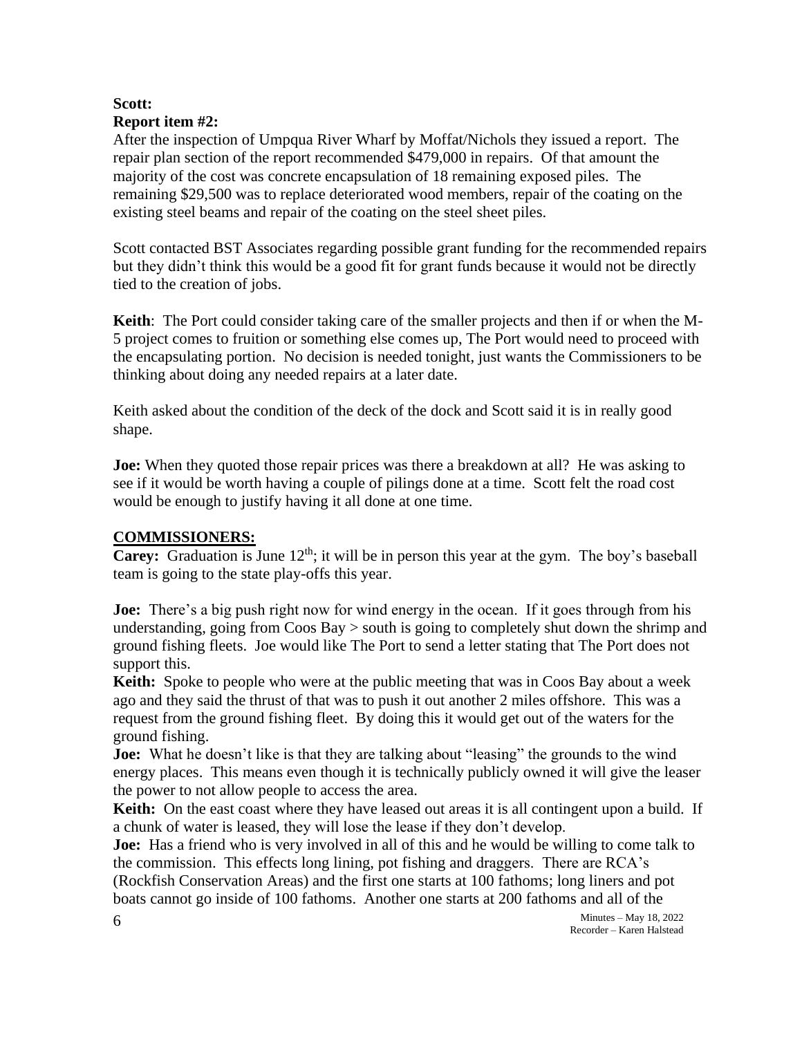**Scott:**
**Report item #2:**
After the inspection of Umpqua River Wharf by Moffat/Nichols they issued a report. The repair plan section of the report recommended $479,000 in repairs. Of that amount the majority of the cost was concrete encapsulation of 18 remaining exposed piles. The remaining $29,500 was to replace deteriorated wood members, repair of the coating on the existing steel beams and repair of the coating on the steel sheet piles.

Scott contacted BST Associates regarding possible grant funding for the recommended repairs but they didn't think this would be a good fit for grant funds because it would not be directly tied to the creation of jobs.

**Keith**: The Port could consider taking care of the smaller projects and then if or when the M-5 project comes to fruition or something else comes up, The Port would need to proceed with the encapsulating portion. No decision is needed tonight, just wants the Commissioners to be thinking about doing any needed repairs at a later date.

Keith asked about the condition of the deck of the dock and Scott said it is in really good shape.

**Joe:** When they quoted those repair prices was there a breakdown at all? He was asking to see if it would be worth having a couple of pilings done at a time. Scott felt the road cost would be enough to justify having it all done at one time.

## COMMISSIONERS:

**Carey:** Graduation is June 12th; it will be in person this year at the gym. The boy's baseball team is going to the state play-offs this year.

**Joe:** There's a big push right now for wind energy in the ocean. If it goes through from his understanding, going from Coos Bay > south is going to completely shut down the shrimp and ground fishing fleets. Joe would like The Port to send a letter stating that The Port does not support this.

**Keith:** Spoke to people who were at the public meeting that was in Coos Bay about a week ago and they said the thrust of that was to push it out another 2 miles offshore. This was a request from the ground fishing fleet. By doing this it would get out of the waters for the ground fishing.

**Joe:** What he doesn't like is that they are talking about "leasing" the grounds to the wind energy places. This means even though it is technically publicly owned it will give the leaser the power to not allow people to access the area.

**Keith:** On the east coast where they have leased out areas it is all contingent upon a build. If a chunk of water is leased, they will lose the lease if they don't develop.

**Joe:** Has a friend who is very involved in all of this and he would be willing to come talk to the commission. This effects long lining, pot fishing and draggers. There are RCA's (Rockfish Conservation Areas) and the first one starts at 100 fathoms; long liners and pot boats cannot go inside of 100 fathoms. Another one starts at 200 fathoms and all of the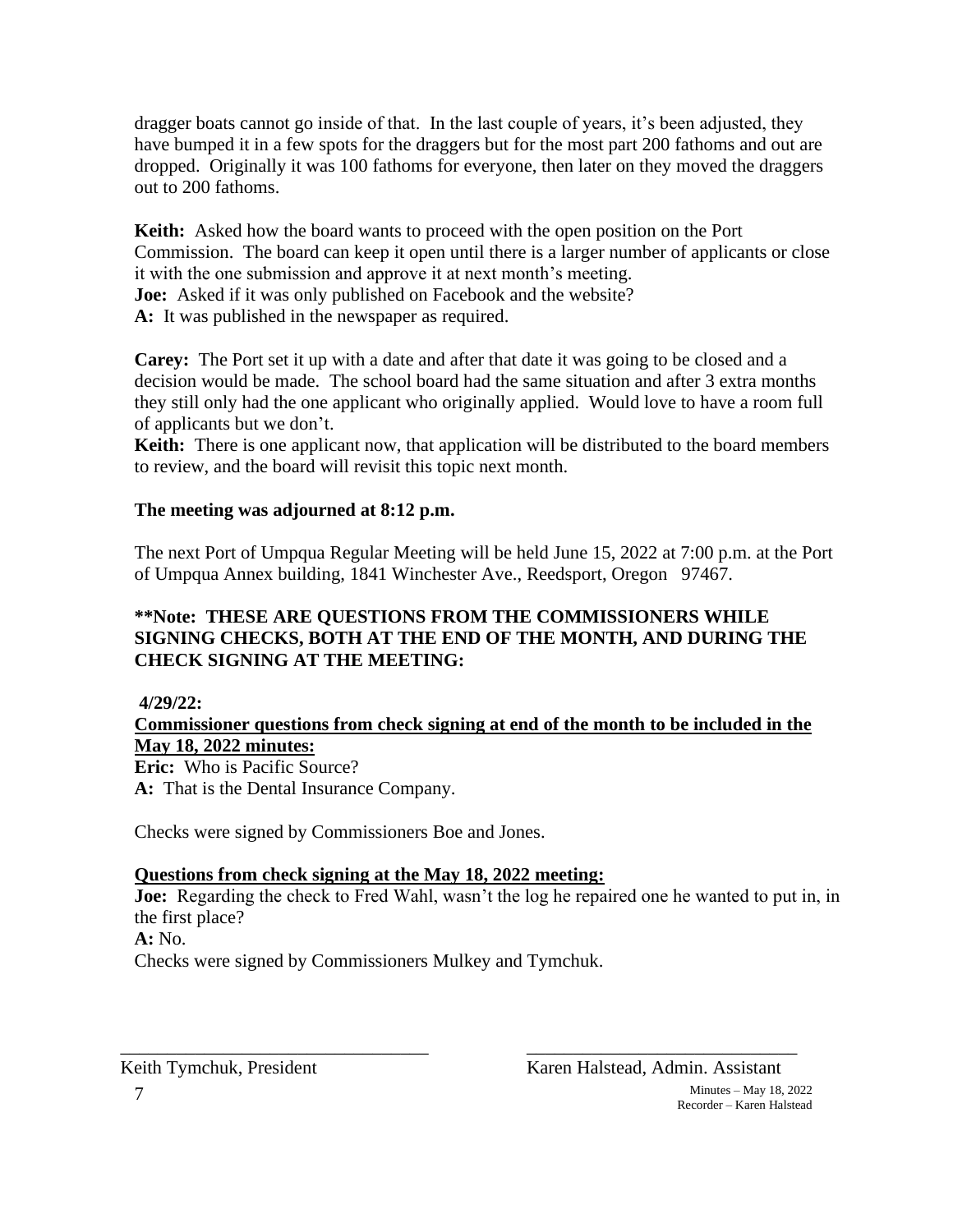dragger boats cannot go inside of that. In the last couple of years, it's been adjusted, they have bumped it in a few spots for the draggers but for the most part 200 fathoms and out are dropped. Originally it was 100 fathoms for everyone, then later on they moved the draggers out to 200 fathoms.

**Keith:** Asked how the board wants to proceed with the open position on the Port Commission. The board can keep it open until there is a larger number of applicants or close it with the one submission and approve it at next month's meeting.
**Joe:** Asked if it was only published on Facebook and the website?
**A:** It was published in the newspaper as required.

**Carey:** The Port set it up with a date and after that date it was going to be closed and a decision would be made. The school board had the same situation and after 3 extra months they still only had the one applicant who originally applied. Would love to have a room full of applicants but we don't.
**Keith:** There is one applicant now, that application will be distributed to the board members to review, and the board will revisit this topic next month.

**The meeting was adjourned at 8:12 p.m.**

The next Port of Umpqua Regular Meeting will be held June 15, 2022 at 7:00 p.m. at the Port of Umpqua Annex building, 1841 Winchester Ave., Reedsport, Oregon 97467.

**\*\*Note: THESE ARE QUESTIONS FROM THE COMMISSIONERS WHILE SIGNING CHECKS, BOTH AT THE END OF THE MONTH, AND DURING THE CHECK SIGNING AT THE MEETING:**

**4/29/22:**
**<u>Commissioner questions from check signing at end of the month to be included in the May 18, 2022 minutes:</u>**
**Eric:** Who is Pacific Source?
**A:** That is the Dental Insurance Company.

Checks were signed by Commissioners Boe and Jones.

**<u>Questions from check signing at the May 18, 2022 meeting:</u>**
**Joe:** Regarding the check to Fred Wahl, wasn't the log he repaired one he wanted to put in, in the first place?
**A:** No.
Checks were signed by Commissioners Mulkey and Tymchuk.

\_\_\_\_\_\_\_\_\_\_\_\_\_\_\_\_\_\_\_\_\_\_\_\_\_\_\_\_\_\_\_\_ \_\_\_\_\_\_\_\_\_\_\_\_\_\_\_\_\_\_\_\_\_\_\_\_\_\_\_\_\_\_\_\_
Keith Tymchuk, President Karen Halstead, Admin. Assistant

Minutes – May 18, 2022
Recorder – Karen Halstead